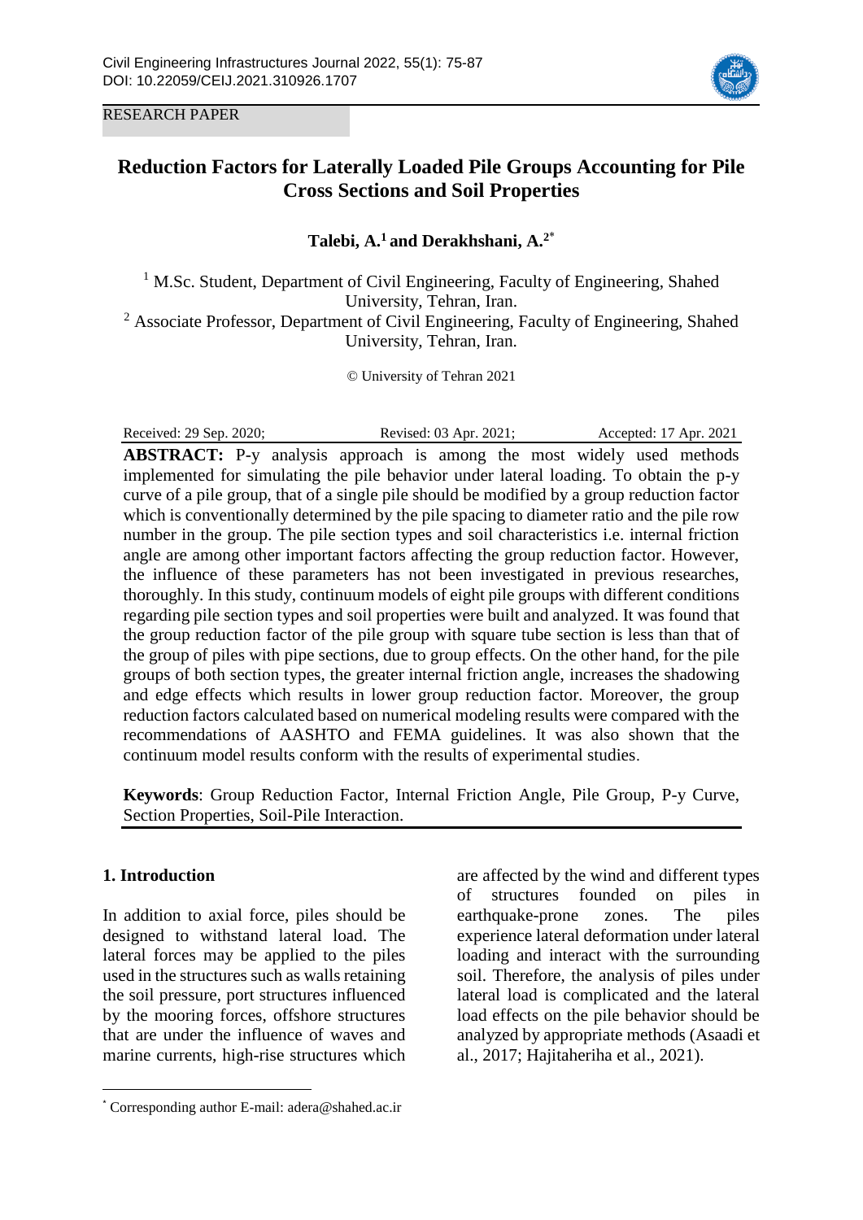RESEARCH PAPER

# Reduction Factors for Laterally Loaded Pile Groups Accounting for Pile Cross Sections and Soil Properties

**Talebi, A.[1] and Derakhshani, A.[2]***

[1] M.Sc. Student, Department of Civil Engineering, Faculty of Engineering, Shahed University, Tehran, Iran.
[2] Associate Professor, Department of Civil Engineering, Faculty of Engineering, Shahed University, Tehran, Iran.

© University of Tehran 2021

Received: 29 Sep. 2020; Revised: 03 Apr. 2021; Accepted: 17 Apr. 2021

**ABSTRACT:** P-y analysis approach is among the most widely used methods implemented for simulating the pile behavior under lateral loading. To obtain the p-y curve of a pile group, that of a single pile should be modified by a group reduction factor which is conventionally determined by the pile spacing to diameter ratio and the pile row number in the group. The pile section types and soil characteristics i.e. internal friction angle are among other important factors affecting the group reduction factor. However, the influence of these parameters has not been investigated in previous researches, thoroughly. In this study, continuum models of eight pile groups with different conditions regarding pile section types and soil properties were built and analyzed. It was found that the group reduction factor of the pile group with square tube section is less than that of the group of piles with pipe sections, due to group effects. On the other hand, for the pile groups of both section types, the greater internal friction angle, increases the shadowing and edge effects which results in lower group reduction factor. Moreover, the group reduction factors calculated based on numerical modeling results were compared with the recommendations of AASHTO and FEMA guidelines. It was also shown that the continuum model results conform with the results of experimental studies.

**Keywords**: Group Reduction Factor, Internal Friction Angle, Pile Group, P-y Curve, Section Properties, Soil-Pile Interaction.

## 1. Introduction

In addition to axial force, piles should be designed to withstand lateral load. The lateral forces may be applied to the piles used in the structures such as walls retaining the soil pressure, port structures influenced by the mooring forces, offshore structures that are under the influence of waves and marine currents, high-rise structures which are affected by the wind and different types of structures founded on piles in earthquake-prone zones. The piles experience lateral deformation under lateral loading and interact with the surrounding soil. Therefore, the analysis of piles under lateral load is complicated and the lateral load effects on the pile behavior should be analyzed by appropriate methods (Asaadi et al., 2017; Hajitaheriha et al., 2021).

* Corresponding author E-mail: adera@shahed.ac.ir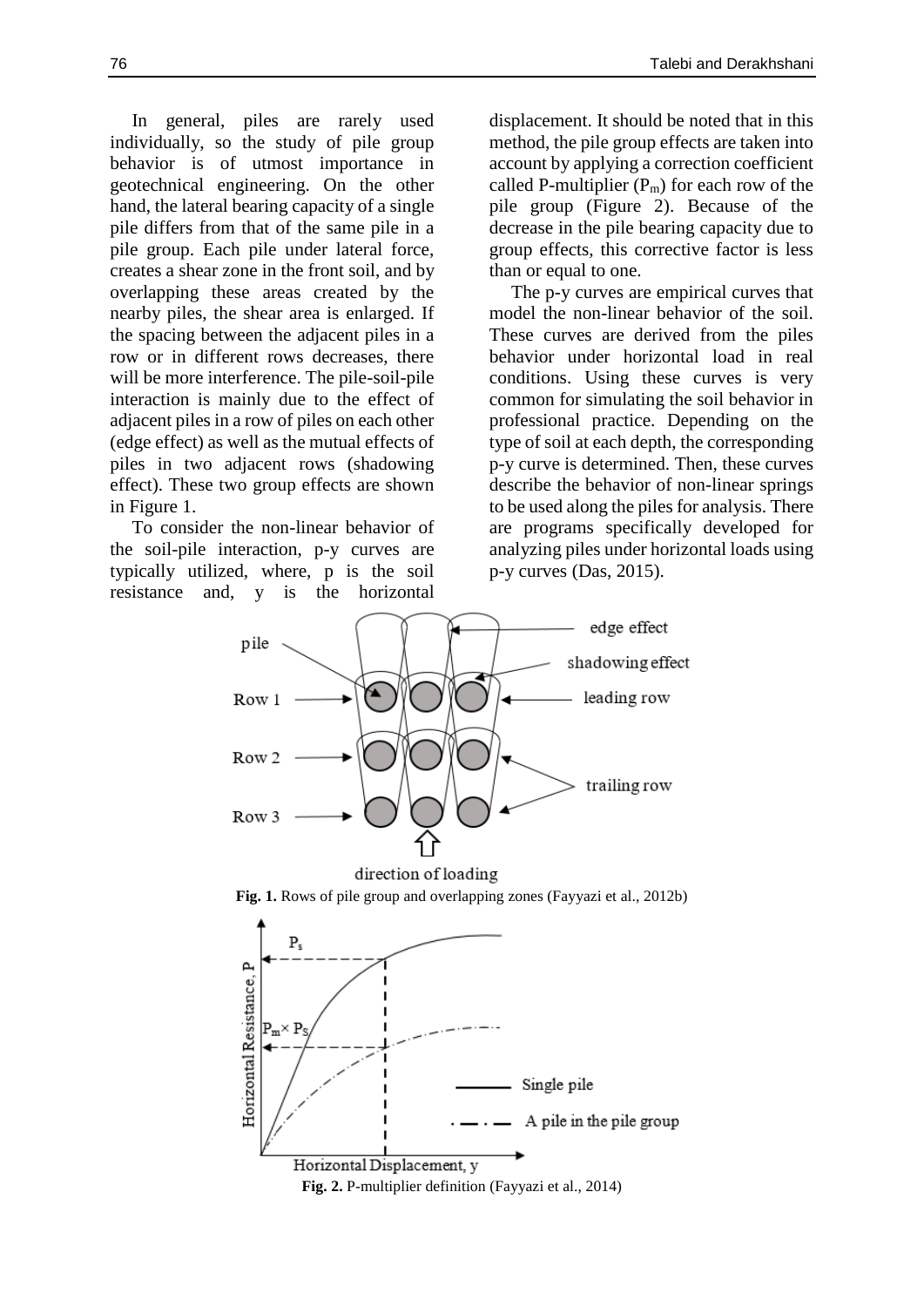In general, piles are rarely used individually, so the study of pile group behavior is of utmost importance in geotechnical engineering. On the other hand, the lateral bearing capacity of a single pile differs from that of the same pile in a pile group. Each pile under lateral force, creates a shear zone in the front soil, and by overlapping these areas created by the nearby piles, the shear area is enlarged. If the spacing between the adjacent piles in a row or in different rows decreases, there will be more interference. The pile-soil-pile interaction is mainly due to the effect of adjacent piles in a row of piles on each other (edge effect) as well as the mutual effects of piles in two adjacent rows (shadowing effect). These two group effects are shown in Figure 1.

To consider the non-linear behavior of the soil-pile interaction, p-y curves are typically utilized, where, p is the soil resistance and, y is the horizontal displacement. It should be noted that in this method, the pile group effects are taken into account by applying a correction coefficient called P-multiplier ($P_m$) for each row of the pile group (Figure 2). Because of the decrease in the pile bearing capacity due to group effects, this corrective factor is less than or equal to one.

The p-y curves are empirical curves that model the non-linear behavior of the soil. These curves are derived from the piles behavior under horizontal load in real conditions. Using these curves is very common for simulating the soil behavior in professional practice. Depending on the type of soil at each depth, the corresponding p-y curve is determined. Then, these curves describe the behavior of non-linear springs to be used along the piles for analysis. There are programs specifically developed for analyzing piles under horizontal loads using p-y curves (Das, 2015).

**Fig. 1.** Rows of pile group and overlapping zones (Fayyazi et al., 2012b)

**Fig. 2.** P-multiplier definition (Fayyazi et al., 2014)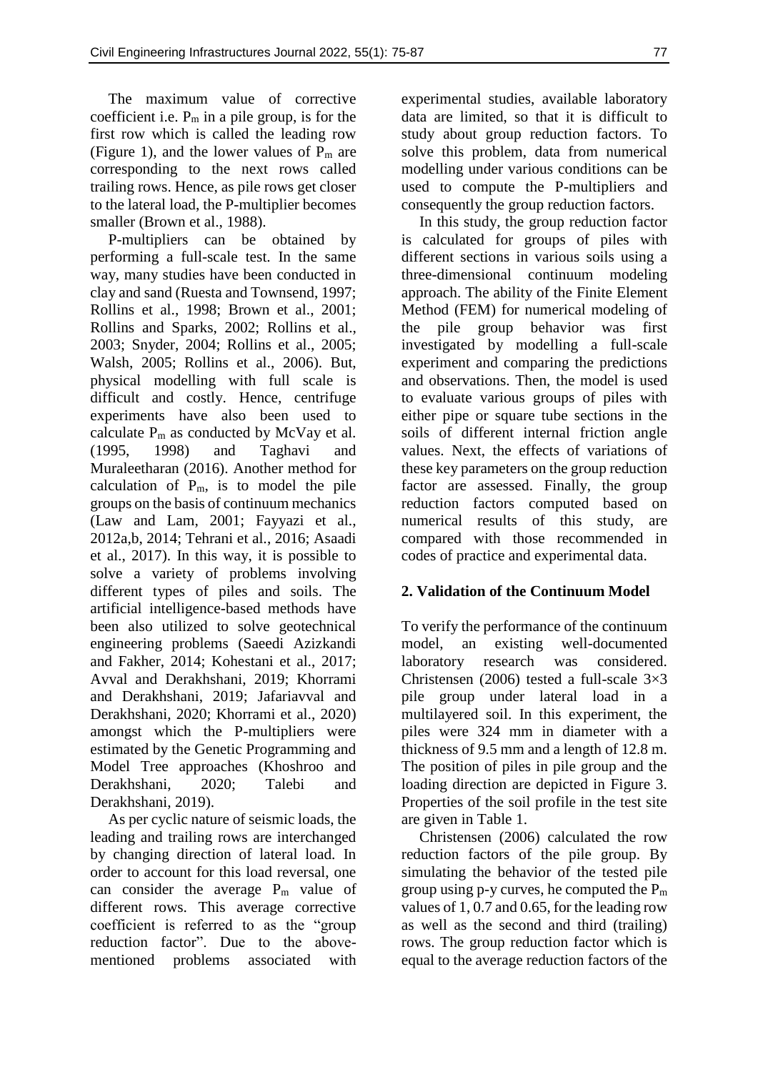The maximum value of corrective coefficient i.e. $P_m$ in a pile group, is for the first row which is called the leading row (Figure 1), and the lower values of $P_m$ are corresponding to the next rows called trailing rows. Hence, as pile rows get closer to the lateral load, the P-multiplier becomes smaller (Brown et al., 1988).

P-multipliers can be obtained by performing a full-scale test. In the same way, many studies have been conducted in clay and sand (Ruesta and Townsend, 1997; Rollins et al., 1998; Brown et al., 2001; Rollins and Sparks, 2002; Rollins et al., 2003; Snyder, 2004; Rollins et al., 2005; Walsh, 2005; Rollins et al., 2006). But, physical modelling with full scale is difficult and costly. Hence, centrifuge experiments have also been used to calculate $P_m$ as conducted by McVay et al. (1995, 1998) and Taghavi and Muraleetharan (2016). Another method for calculation of $P_m$, is to model the pile groups on the basis of continuum mechanics (Law and Lam, 2001; Fayyazi et al., 2012a,b, 2014; Tehrani et al., 2016; Asaadi et al., 2017). In this way, it is possible to solve a variety of problems involving different types of piles and soils. The artificial intelligence-based methods have been also utilized to solve geotechnical engineering problems (Saeedi Azizkandi and Fakher, 2014; Kohestani et al., 2017; Avval and Derakhshani, 2019; Khorrami and Derakhshani, 2019; Jafariavval and Derakhshani, 2020; Khorrami et al., 2020) amongst which the P-multipliers were estimated by the Genetic Programming and Model Tree approaches (Khoshroo and Derakhshani, 2020; Talebi and Derakhshani, 2019).

As per cyclic nature of seismic loads, the leading and trailing rows are interchanged by changing direction of lateral load. In order to account for this load reversal, one can consider the average $P_m$ value of different rows. This average corrective coefficient is referred to as the "group reduction factor". Due to the above-mentioned problems associated with experimental studies, available laboratory data are limited, so that it is difficult to study about group reduction factors. To solve this problem, data from numerical modelling under various conditions can be used to compute the P-multipliers and consequently the group reduction factors.

In this study, the group reduction factor is calculated for groups of piles with different sections in various soils using a three-dimensional continuum modeling approach. The ability of the Finite Element Method (FEM) for numerical modeling of the pile group behavior was first investigated by modelling a full-scale experiment and comparing the predictions and observations. Then, the model is used to evaluate various groups of piles with either pipe or square tube sections in the soils of different internal friction angle values. Next, the effects of variations of these key parameters on the group reduction factor are assessed. Finally, the group reduction factors computed based on numerical results of this study, are compared with those recommended in codes of practice and experimental data.

## 2. Validation of the Continuum Model

To verify the performance of the continuum model, an existing well-documented laboratory research was considered. Christensen (2006) tested a full-scale 3×3 pile group under lateral load in a multilayered soil. In this experiment, the piles were 324 mm in diameter with a thickness of 9.5 mm and a length of 12.8 m. The position of piles in pile group and the loading direction are depicted in Figure 3. Properties of the soil profile in the test site are given in Table 1.

Christensen (2006) calculated the row reduction factors of the pile group. By simulating the behavior of the tested pile group using p-y curves, he computed the $P_m$ values of 1, 0.7 and 0.65, for the leading row as well as the second and third (trailing) rows. The group reduction factor which is equal to the average reduction factors of the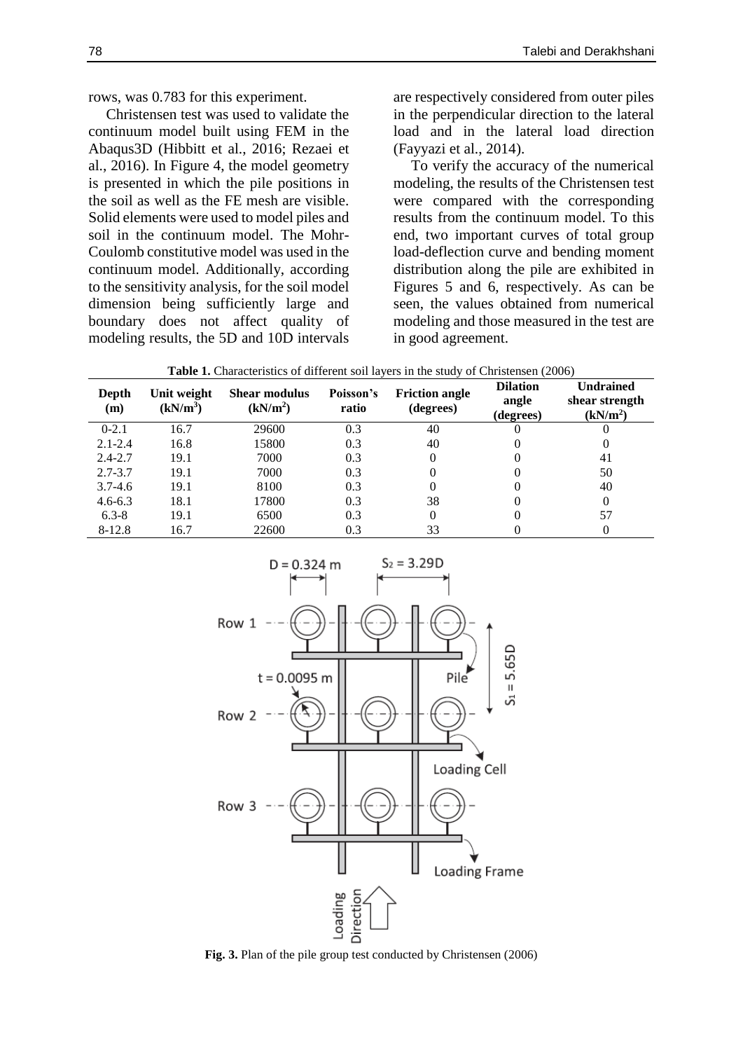rows, was 0.783 for this experiment.

Christensen test was used to validate the continuum model built using FEM in the Abaqus3D (Hibbitt et al., 2016; Rezaei et al., 2016). In Figure 4, the model geometry is presented in which the pile positions in the soil as well as the FE mesh are visible. Solid elements were used to model piles and soil in the continuum model. The Mohr-Coulomb constitutive model was used in the continuum model. Additionally, according to the sensitivity analysis, for the soil model dimension being sufficiently large and boundary does not affect quality of modeling results, the 5D and 10D intervals are respectively considered from outer piles in the perpendicular direction to the lateral load and in the lateral load direction (Fayyazi et al., 2014).

To verify the accuracy of the numerical modeling, the results of the Christensen test were compared with the corresponding results from the continuum model. To this end, two important curves of total group load-deflection curve and bending moment distribution along the pile are exhibited in Figures 5 and 6, respectively. As can be seen, the values obtained from numerical modeling and those measured in the test are in good agreement.

**Table 1.** Characteristics of different soil layers in the study of Christensen (2006)

| Depth (m) | Unit weight ($kN/m^3$) | Shear modulus ($kN/m^2$) | Poisson's ratio | Friction angle (degrees) | Dilation angle (degrees) | Undrained shear strength ($kN/m^2$) |
|---|---|---|---|---|---|---|
| 0-2.1 | 16.7 | 29600 | 0.3 | 40 | 0 | 0 |
| 2.1-2.4 | 16.8 | 15800 | 0.3 | 40 | 0 | 0 |
| 2.4-2.7 | 19.1 | 7000 | 0.3 | 0 | 0 | 41 |
| 2.7-3.7 | 19.1 | 7000 | 0.3 | 0 | 0 | 50 |
| 3.7-4.6 | 19.1 | 8100 | 0.3 | 0 | 0 | 40 |
| 4.6-6.3 | 18.1 | 17800 | 0.3 | 38 | 0 | 0 |
| 6.3-8 | 19.1 | 6500 | 0.3 | 0 | 0 | 57 |
| 8-12.8 | 16.7 | 22600 | 0.3 | 33 | 0 | 0 |

**Fig. 3.** Plan of the pile group test conducted by Christensen (2006)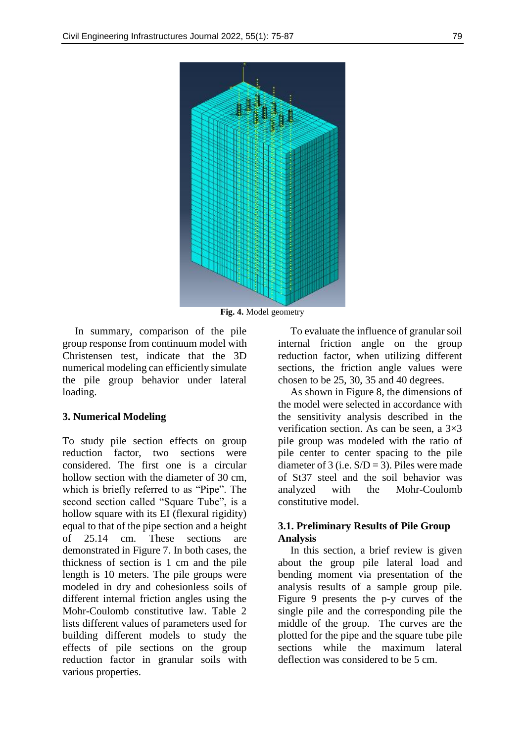Fig. 4. Model geometry

In summary, comparison of the pile group response from continuum model with Christensen test, indicate that the 3D numerical modeling can efficiently simulate the pile group behavior under lateral loading.

## 3. Numerical Modeling

To study pile section effects on group reduction factor, two sections were considered. The first one is a circular hollow section with the diameter of 30 cm, which is briefly referred to as "Pipe". The second section called "Square Tube", is a hollow square with its EI (flexural rigidity) equal to that of the pipe section and a height of 25.14 cm. These sections are demonstrated in Figure 7. In both cases, the thickness of section is 1 cm and the pile length is 10 meters. The pile groups were modeled in dry and cohesionless soils of different internal friction angles using the Mohr-Coulomb constitutive law. Table 2 lists different values of parameters used for building different models to study the effects of pile sections on the group reduction factor in granular soils with various properties.

To evaluate the influence of granular soil internal friction angle on the group reduction factor, when utilizing different sections, the friction angle values were chosen to be 25, 30, 35 and 40 degrees.

As shown in Figure 8, the dimensions of the model were selected in accordance with the sensitivity analysis described in the verification section. As can be seen, a 3×3 pile group was modeled with the ratio of pile center to center spacing to the pile diameter of 3 (i.e. $S/D = 3$). Piles were made of St37 steel and the soil behavior was analyzed with the Mohr-Coulomb constitutive model.

### 3.1. Preliminary Results of Pile Group Analysis

In this section, a brief review is given about the group pile lateral load and bending moment via presentation of the analysis results of a sample group pile. Figure 9 presents the p-y curves of the single pile and the corresponding pile the middle of the group. The curves are the plotted for the pipe and the square tube pile sections while the maximum lateral deflection was considered to be 5 cm.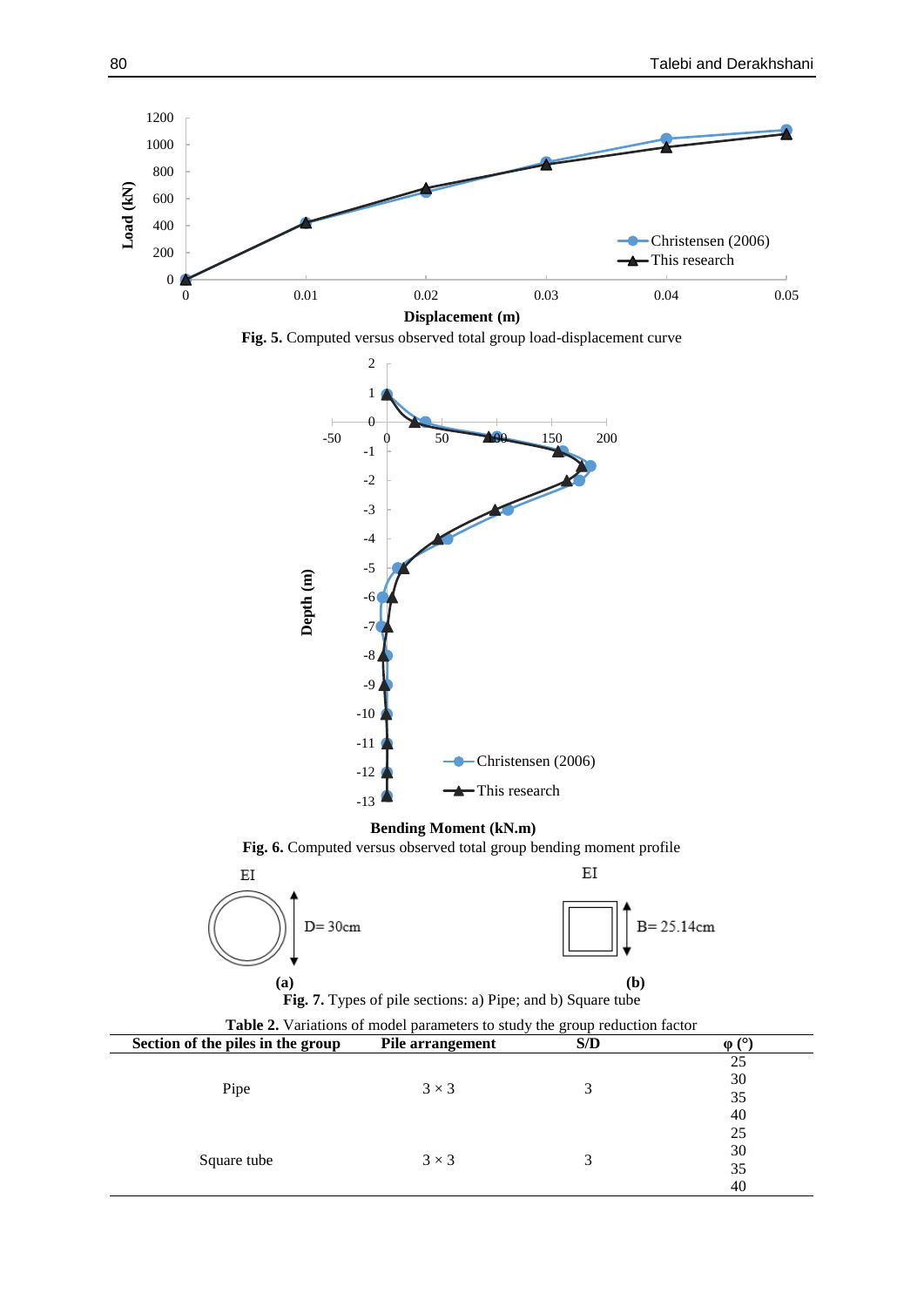Fig. 5. Computed versus observed total group load-displacement curve

Fig. 6. Computed versus observed total group bending moment profile

Fig. 7. Types of pile sections: a) Pipe; and b) Square tube

**Table 2.** Variations of model parameters to study the group reduction factor

| Section of the piles in the group | Pile arrangement | S/D | φ (°) |
|---|---|---|---|
| Pipe | 3 × 3 | 3 | 25 |
| | | | 30 |
| | | | 35 |
| | | | 40 |
| Square tube | 3 × 3 | 3 | 25 |
| | | | 30 |
| | | | 35 |
| | | | 40 |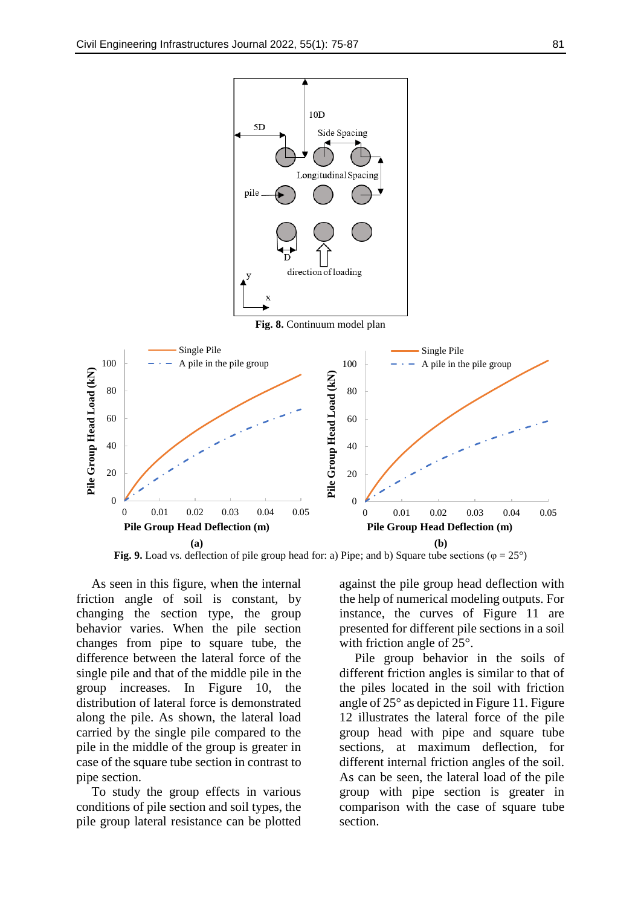**Fig. 8.** Continuum model plan

**Fig. 9.** Load vs. deflection of pile group head for: a) Pipe; and b) Square tube sections (φ = 25°)

As seen in this figure, when the internal friction angle of soil is constant, by changing the section type, the group behavior varies. When the pile section changes from pipe to square tube, the difference between the lateral force of the single pile and that of the middle pile in the group increases. In Figure 10, the distribution of lateral force is demonstrated along the pile. As shown, the lateral load carried by the single pile compared to the pile in the middle of the group is greater in case of the square tube section in contrast to pipe section.

To study the group effects in various conditions of pile section and soil types, the pile group lateral resistance can be plotted against the pile group head deflection with the help of numerical modeling outputs. For instance, the curves of Figure 11 are presented for different pile sections in a soil with friction angle of 25°.

Pile group behavior in the soils of different friction angles is similar to that of the piles located in the soil with friction angle of 25° as depicted in Figure 11. Figure 12 illustrates the lateral force of the pile group head with pipe and square tube sections, at maximum deflection, for different internal friction angles of the soil. As can be seen, the lateral load of the pile group with pipe section is greater in comparison with the case of square tube section.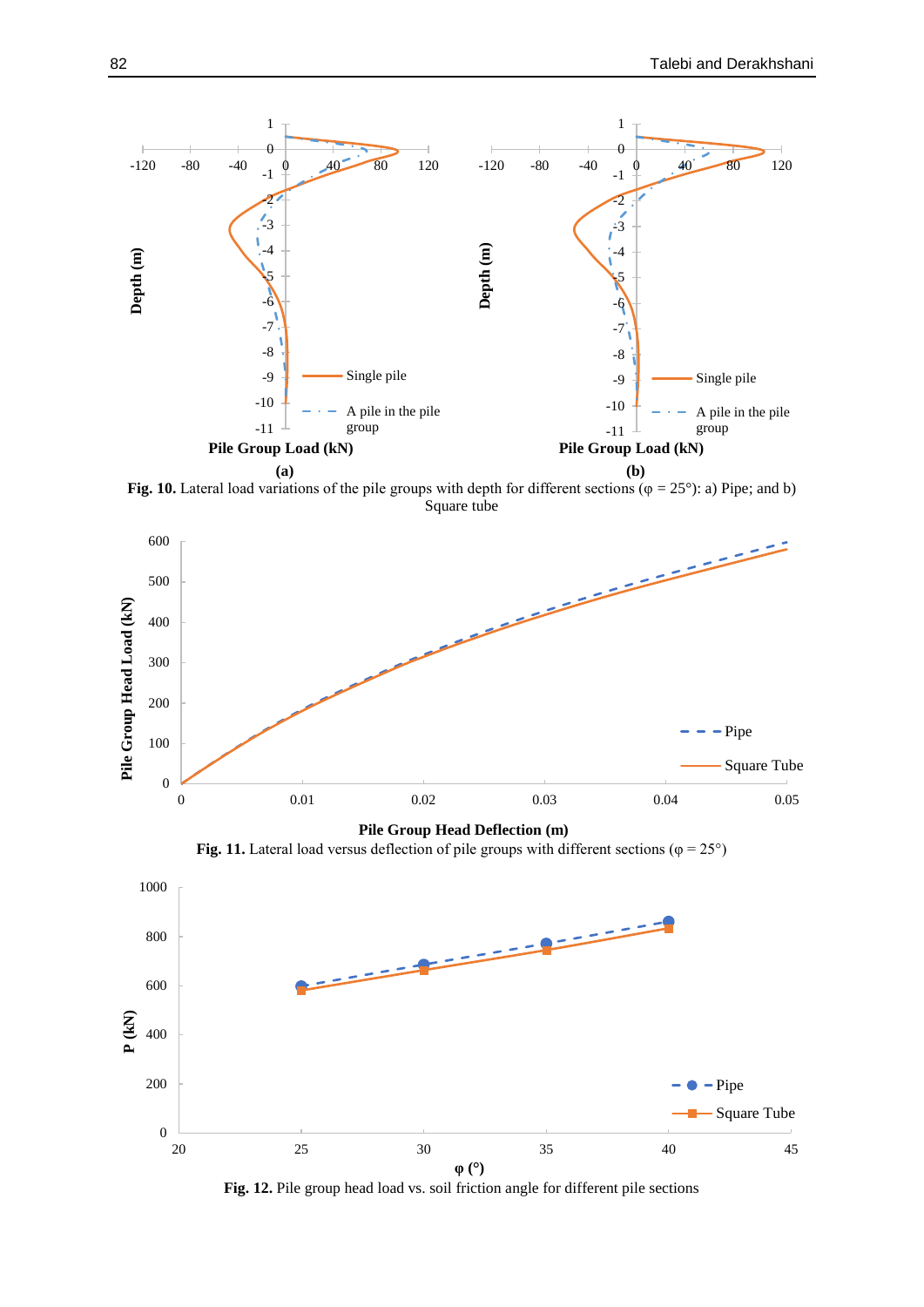**Fig. 10.** Lateral load variations of the pile groups with depth for different sections (φ = 25°): a) Pipe; and b) Square tube

**Fig. 11.** Lateral load versus deflection of pile groups with different sections (φ = 25°)

**Fig. 12.** Pile group head load vs. soil friction angle for different pile sections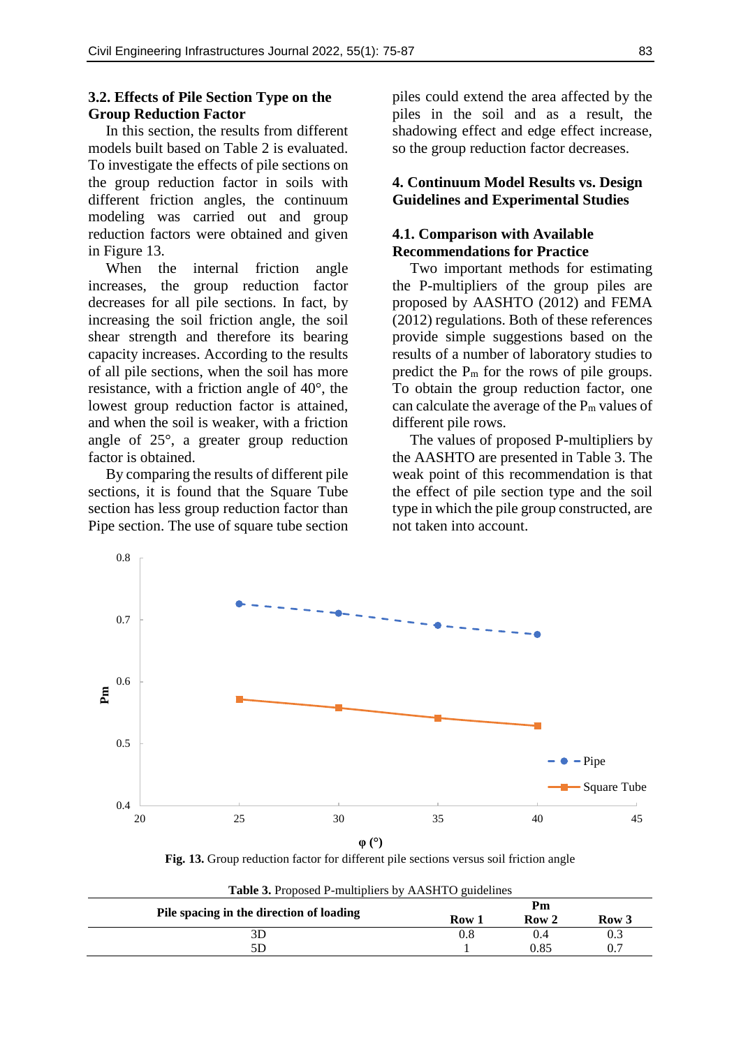### 3.2. Effects of Pile Section Type on the Group Reduction Factor

In this section, the results from different models built based on Table 2 is evaluated. To investigate the effects of pile sections on the group reduction factor in soils with different friction angles, the continuum modeling was carried out and group reduction factors were obtained and given in Figure 13.

When the internal friction angle increases, the group reduction factor decreases for all pile sections. In fact, by increasing the soil friction angle, the soil shear strength and therefore its bearing capacity increases. According to the results of all pile sections, when the soil has more resistance, with a friction angle of 40°, the lowest group reduction factor is attained, and when the soil is weaker, with a friction angle of 25°, a greater group reduction factor is obtained.

By comparing the results of different pile sections, it is found that the Square Tube section has less group reduction factor than Pipe section. The use of square tube section piles could extend the area affected by the piles in the soil and as a result, the shadowing effect and edge effect increase, so the group reduction factor decreases.

## 4. Continuum Model Results vs. Design Guidelines and Experimental Studies

### 4.1. Comparison with Available Recommendations for Practice

Two important methods for estimating the P-multipliers of the group piles are proposed by AASHTO (2012) and FEMA (2012) regulations. Both of these references provide simple suggestions based on the results of a number of laboratory studies to predict the $P_m$ for the rows of pile groups. To obtain the group reduction factor, one can calculate the average of the $P_m$ values of different pile rows.

The values of proposed P-multipliers by the AASHTO are presented in Table 3. The weak point of this recommendation is that the effect of pile section type and the soil type in which the pile group constructed, are not taken into account.

**Fig. 13.** Group reduction factor for different pile sections versus soil friction angle

**Table 3.** Proposed P-multipliers by AASHTO guidelines

| Pile spacing in the direction of loading | Pm | | |
|---|---|---|---|
| | **Row 1** | **Row 2** | **Row 3** |
| 3D | 0.8 | 0.4 | 0.3 |
| 5D | 1 | 0.85 | 0.7 |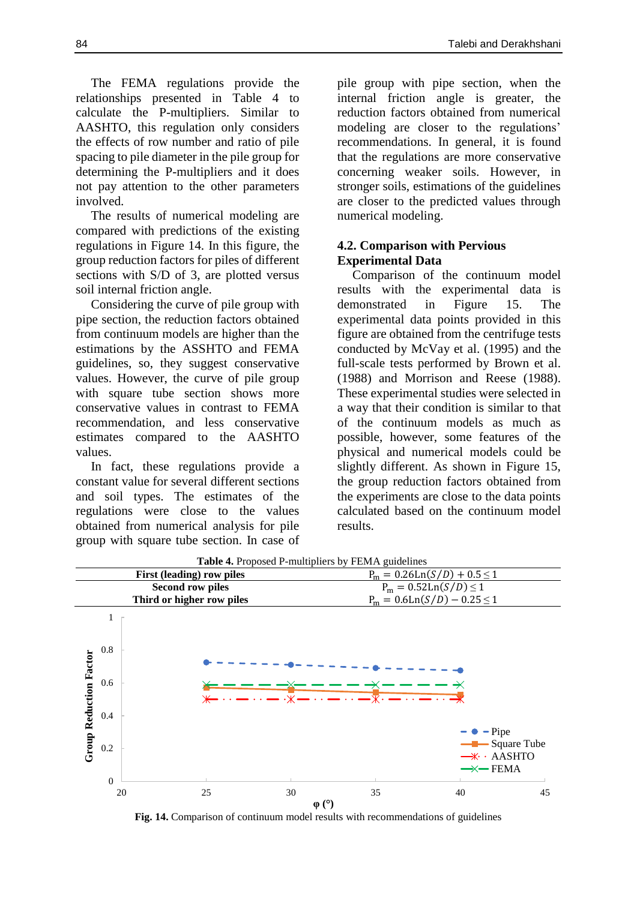The FEMA regulations provide the relationships presented in Table 4 to calculate the P-multipliers. Similar to AASHTO, this regulation only considers the effects of row number and ratio of pile spacing to pile diameter in the pile group for determining the P-multipliers and it does not pay attention to the other parameters involved.

The results of numerical modeling are compared with predictions of the existing regulations in Figure 14. In this figure, the group reduction factors for piles of different sections with S/D of 3, are plotted versus soil internal friction angle.

Considering the curve of pile group with pipe section, the reduction factors obtained from continuum models are higher than the estimations by the ASSHTO and FEMA guidelines, so, they suggest conservative values. However, the curve of pile group with square tube section shows more conservative values in contrast to FEMA recommendation, and less conservative estimates compared to the AASHTO values.

In fact, these regulations provide a constant value for several different sections and soil types. The estimates of the regulations were close to the values obtained from numerical analysis for pile group with square tube section. In case of pile group with pipe section, when the internal friction angle is greater, the reduction factors obtained from numerical modeling are closer to the regulations' recommendations. In general, it is found that the regulations are more conservative concerning weaker soils. However, in stronger soils, estimations of the guidelines are closer to the predicted values through numerical modeling.

## 4.2. Comparison with Pervious Experimental Data

Comparison of the continuum model results with the experimental data is demonstrated in Figure 15. The experimental data points provided in this figure are obtained from the centrifuge tests conducted by McVay et al. (1995) and the full-scale tests performed by Brown et al. (1988) and Morrison and Reese (1988). These experimental studies were selected in a way that their condition is similar to that of the continuum models as much as possible, however, some features of the physical and numerical models could be slightly different. As shown in Figure 15, the group reduction factors obtained from the experiments are close to the data points calculated based on the continuum model results.

**Table 4.** Proposed P-multipliers by FEMA guidelines

| | |
|---|---|
| **First (leading) row piles** | $P_m = 0.26\text{Ln}(S/D) + 0.5 \leq 1$ |
| **Second row piles** | $P_m = 0.52\text{Ln}(S/D) \leq 1$ |
| **Third or higher row piles** | $P_m = 0.6\text{Ln}(S/D) - 0.25 \leq 1$ |

**Fig. 14.** Comparison of continuum model results with recommendations of guidelines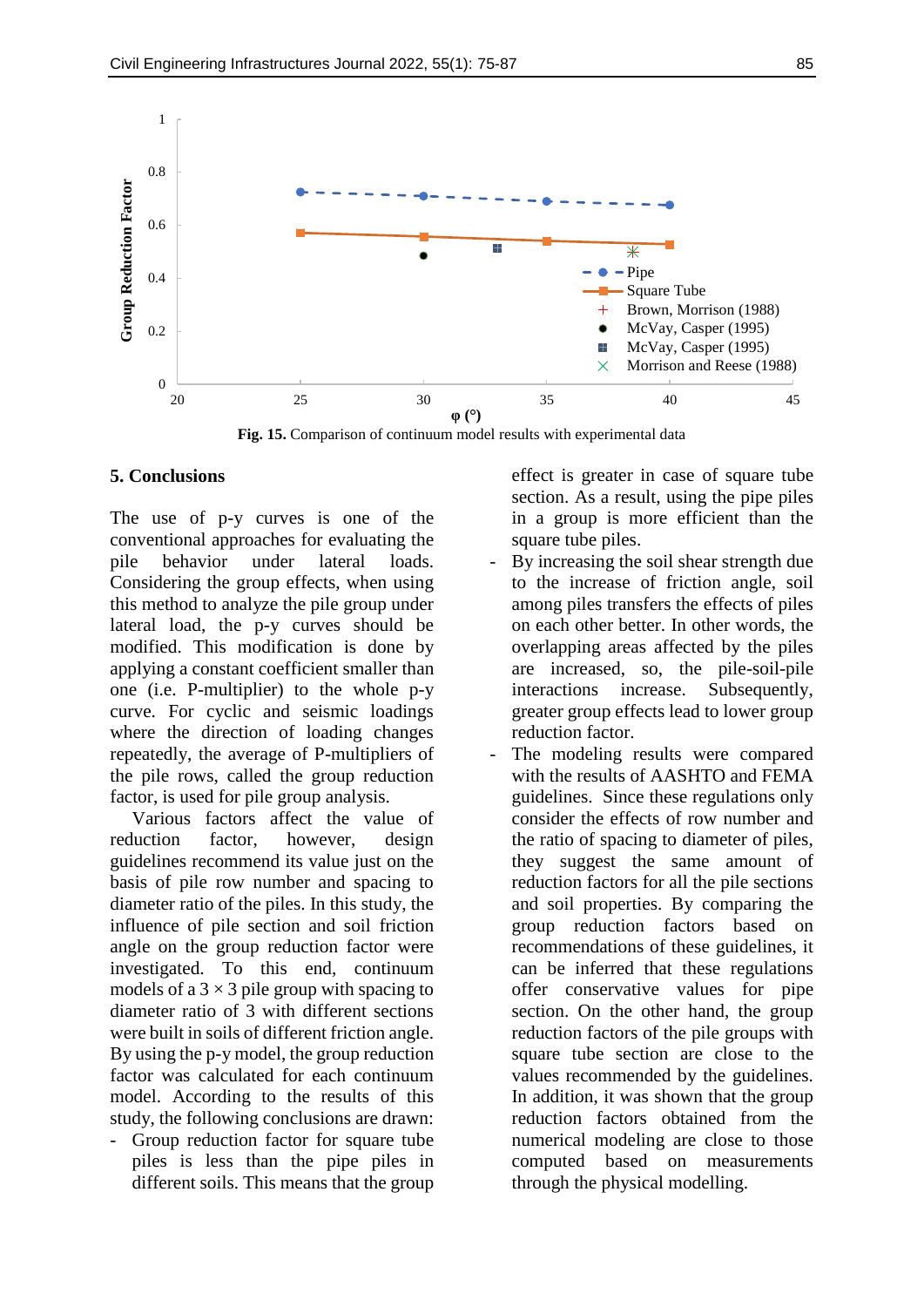**Fig. 15.** Comparison of continuum model results with experimental data

## 5. Conclusions

The use of p-y curves is one of the conventional approaches for evaluating the pile behavior under lateral loads. Considering the group effects, when using this method to analyze the pile group under lateral load, the p-y curves should be modified. This modification is done by applying a constant coefficient smaller than one (i.e. P-multiplier) to the whole p-y curve. For cyclic and seismic loadings where the direction of loading changes repeatedly, the average of P-multipliers of the pile rows, called the group reduction factor, is used for pile group analysis.

Various factors affect the value of reduction factor, however, design guidelines recommend its value just on the basis of pile row number and spacing to diameter ratio of the piles. In this study, the influence of pile section and soil friction angle on the group reduction factor were investigated. To this end, continuum models of a $3 \times 3$ pile group with spacing to diameter ratio of 3 with different sections were built in soils of different friction angle. By using the p-y model, the group reduction factor was calculated for each continuum model. According to the results of this study, the following conclusions are drawn:

- Group reduction factor for square tube piles is less than the pipe piles in different soils. This means that the group effect is greater in case of square tube section. As a result, using the pipe piles in a group is more efficient than the square tube piles.
- By increasing the soil shear strength due to the increase of friction angle, soil among piles transfers the effects of piles on each other better. In other words, the overlapping areas affected by the piles are increased, so, the pile-soil-pile interactions increase. Subsequently, greater group effects lead to lower group reduction factor.
- The modeling results were compared with the results of AASHTO and FEMA guidelines. Since these regulations only consider the effects of row number and the ratio of spacing to diameter of piles, they suggest the same amount of reduction factors for all the pile sections and soil properties. By comparing the group reduction factors based on recommendations of these guidelines, it can be inferred that these regulations offer conservative values for pipe section. On the other hand, the group reduction factors of the pile groups with square tube section are close to the values recommended by the guidelines. In addition, it was shown that the group reduction factors obtained from the numerical modeling are close to those computed based on measurements through the physical modelling.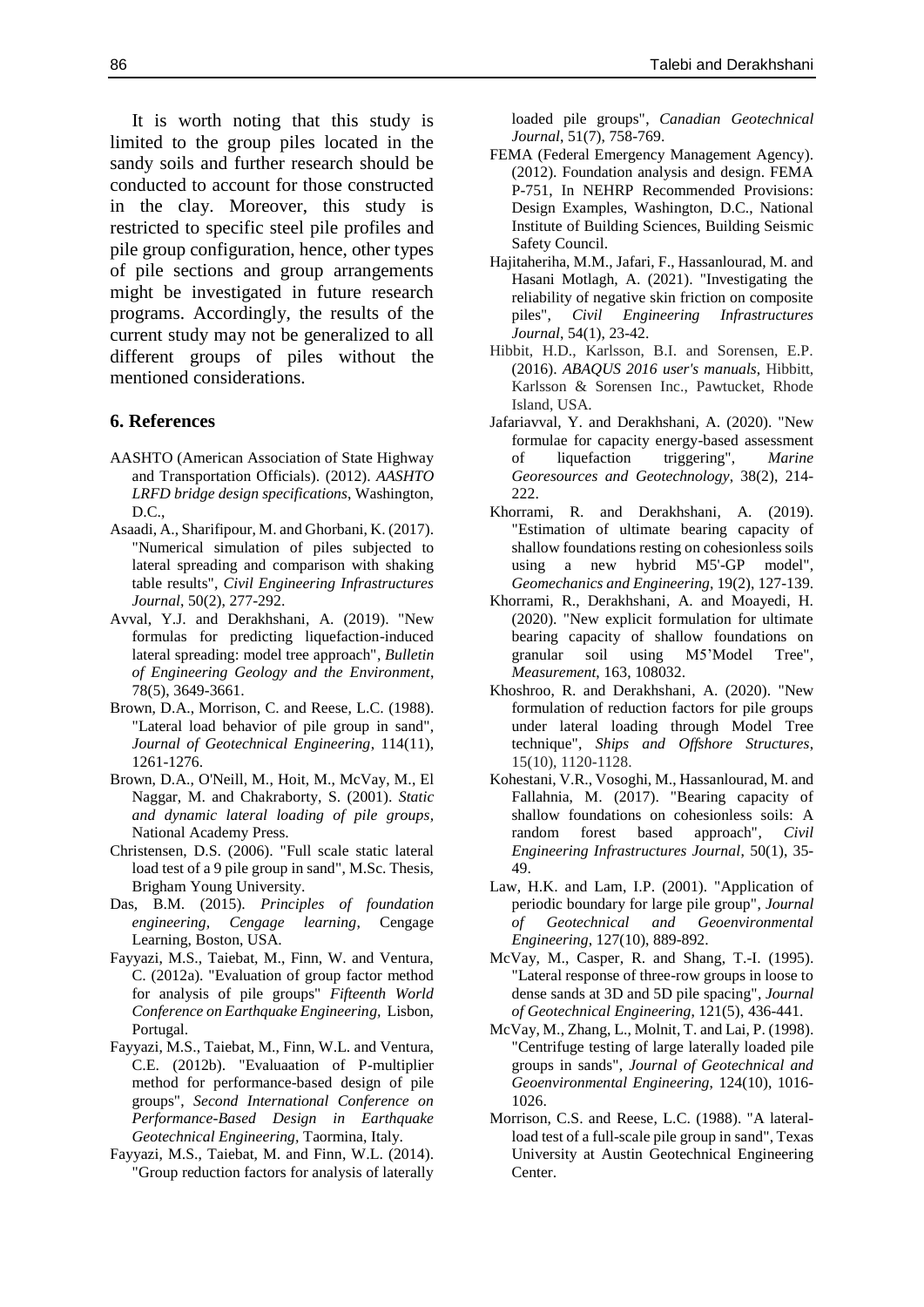It is worth noting that this study is limited to the group piles located in the sandy soils and further research should be conducted to account for those constructed in the clay. Moreover, this study is restricted to specific steel pile profiles and pile group configuration, hence, other types of pile sections and group arrangements might be investigated in future research programs. Accordingly, the results of the current study may not be generalized to all different groups of piles without the mentioned considerations.

## 6. References

AASHTO (American Association of State Highway and Transportation Officials). (2012). *AASHTO LRFD bridge design specifications*, Washington, D.C.,

Asaadi, A., Sharifipour, M. and Ghorbani, K. (2017). "Numerical simulation of piles subjected to lateral spreading and comparison with shaking table results", *Civil Engineering Infrastructures Journal*, 50(2), 277-292.

Avval, Y.J. and Derakhshani, A. (2019). "New formulas for predicting liquefaction-induced lateral spreading: model tree approach", *Bulletin of Engineering Geology and the Environment*, 78(5), 3649-3661.

Brown, D.A., Morrison, C. and Reese, L.C. (1988). "Lateral load behavior of pile group in sand", *Journal of Geotechnical Engineering*, 114(11), 1261-1276.

Brown, D.A., O'Neill, M., Hoit, M., McVay, M., El Naggar, M. and Chakraborty, S. (2001). *Static and dynamic lateral loading of pile groups*, National Academy Press.

Christensen, D.S. (2006). "Full scale static lateral load test of a 9 pile group in sand", M.Sc. Thesis, Brigham Young University.

Das, B.M. (2015). *Principles of foundation engineering, Cengage learning*, Cengage Learning, Boston, USA.

Fayyazi, M.S., Taiebat, M., Finn, W. and Ventura, C. (2012a). "Evaluation of group factor method for analysis of pile groups" *Fifteenth World Conference on Earthquake Engineering*, Lisbon, Portugal.

Fayyazi, M.S., Taiebat, M., Finn, W.L. and Ventura, C.E. (2012b). "Evaluaation of P-multiplier method for performance-based design of pile groups", *Second International Conference on Performance-Based Design in Earthquake Geotechnical Engineering*, Taormina, Italy.

Fayyazi, M.S., Taiebat, M. and Finn, W.L. (2014). "Group reduction factors for analysis of laterally loaded pile groups", *Canadian Geotechnical Journal*, 51(7), 758-769.

FEMA (Federal Emergency Management Agency). (2012). Foundation analysis and design. FEMA P-751, In NEHRP Recommended Provisions: Design Examples, Washington, D.C., National Institute of Building Sciences, Building Seismic Safety Council.

Hajitaheriha, M.M., Jafari, F., Hassanlourad, M. and Hasani Motlagh, A. (2021). "Investigating the reliability of negative skin friction on composite piles", *Civil Engineering Infrastructures Journal*, 54(1), 23-42.

Hibbit, H.D., Karlsson, B.I. and Sorensen, E.P. (2016). *ABAQUS 2016 user's manuals*, Hibbitt, Karlsson & Sorensen Inc., Pawtucket, Rhode Island, USA.

Jafariavval, Y. and Derakhshani, A. (2020). "New formulae for capacity energy-based assessment of liquefaction triggering", *Marine Georesources and Geotechnology*, 38(2), 214-222.

Khorrami, R. and Derakhshani, A. (2019). "Estimation of ultimate bearing capacity of shallow foundations resting on cohesionless soils using a new hybrid M5'-GP model", *Geomechanics and Engineering*, 19(2), 127-139.

Khorrami, R., Derakhshani, A. and Moayedi, H. (2020). "New explicit formulation for ultimate bearing capacity of shallow foundations on granular soil using M5'Model Tree", *Measurement*, 163, 108032.

Khoshroo, R. and Derakhshani, A. (2020). "New formulation of reduction factors for pile groups under lateral loading through Model Tree technique", *Ships and Offshore Structures*, 15(10), 1120-1128.

Kohestani, V.R., Vosoghi, M., Hassanlourad, M. and Fallahnia, M. (2017). "Bearing capacity of shallow foundations on cohesionless soils: A random forest based approach", *Civil Engineering Infrastructures Journal*, 50(1), 35-49.

Law, H.K. and Lam, I.P. (2001). "Application of periodic boundary for large pile group", *Journal of Geotechnical and Geoenvironmental Engineering*, 127(10), 889-892.

McVay, M., Casper, R. and Shang, T.-I. (1995). "Lateral response of three-row groups in loose to dense sands at 3D and 5D pile spacing", *Journal of Geotechnical Engineering*, 121(5), 436-441.

McVay, M., Zhang, L., Molnit, T. and Lai, P. (1998). "Centrifuge testing of large laterally loaded pile groups in sands", *Journal of Geotechnical and Geoenvironmental Engineering*, 124(10), 1016-1026.

Morrison, C.S. and Reese, L.C. (1988). "A lateral-load test of a full-scale pile group in sand", Texas University at Austin Geotechnical Engineering Center.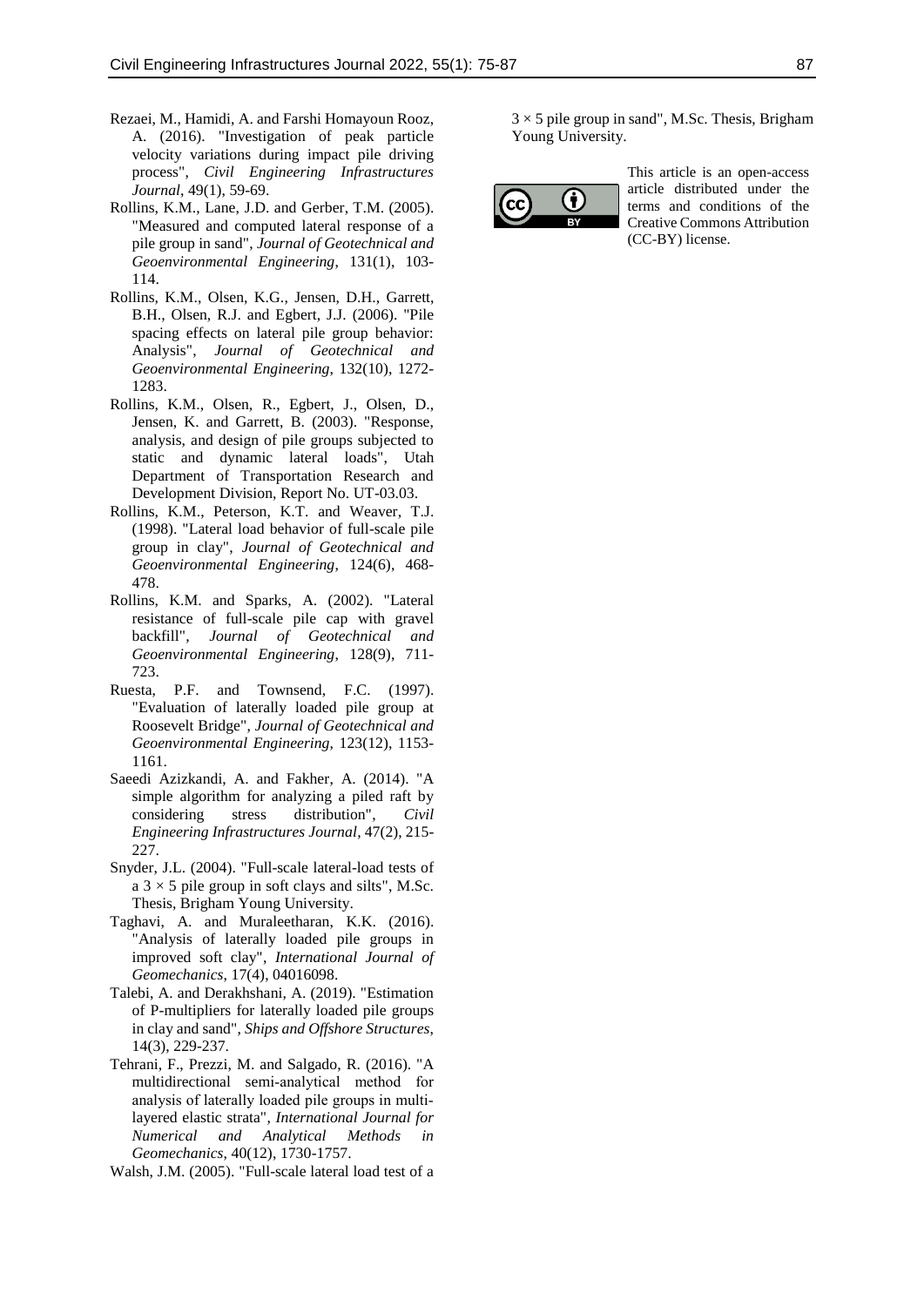Rezaei, M., Hamidi, A. and Farshi Homayoun Rooz, A. (2016). "Investigation of peak particle velocity variations during impact pile driving process", *Civil Engineering Infrastructures Journal*, 49(1), 59-69.

Rollins, K.M., Lane, J.D. and Gerber, T.M. (2005). "Measured and computed lateral response of a pile group in sand", *Journal of Geotechnical and Geoenvironmental Engineering*, 131(1), 103-114.

Rollins, K.M., Olsen, K.G., Jensen, D.H., Garrett, B.H., Olsen, R.J. and Egbert, J.J. (2006). "Pile spacing effects on lateral pile group behavior: Analysis", *Journal of Geotechnical and Geoenvironmental Engineering*, 132(10), 1272-1283.

Rollins, K.M., Olsen, R., Egbert, J., Olsen, D., Jensen, K. and Garrett, B. (2003). "Response, analysis, and design of pile groups subjected to static and dynamic lateral loads", Utah Department of Transportation Research and Development Division, Report No. UT-03.03.

Rollins, K.M., Peterson, K.T. and Weaver, T.J. (1998). "Lateral load behavior of full-scale pile group in clay", *Journal of Geotechnical and Geoenvironmental Engineering*, 124(6), 468-478.

Rollins, K.M. and Sparks, A. (2002). "Lateral resistance of full-scale pile cap with gravel backfill", *Journal of Geotechnical and Geoenvironmental Engineering*, 128(9), 711-723.

Ruesta, P.F. and Townsend, F.C. (1997). "Evaluation of laterally loaded pile group at Roosevelt Bridge", *Journal of Geotechnical and Geoenvironmental Engineering*, 123(12), 1153-1161.

Saeedi Azizkandi, A. and Fakher, A. (2014). "A simple algorithm for analyzing a piled raft by considering stress distribution", *Civil Engineering Infrastructures Journal*, 47(2), 215-227.

Snyder, J.L. (2004). "Full-scale lateral-load tests of a $3 \times 5$ pile group in soft clays and silts", M.Sc. Thesis, Brigham Young University.

Taghavi, A. and Muraleetharan, K.K. (2016). "Analysis of laterally loaded pile groups in improved soft clay", *International Journal of Geomechanics*, 17(4), 04016098.

Talebi, A. and Derakhshani, A. (2019). "Estimation of P-multipliers for laterally loaded pile groups in clay and sand", *Ships and Offshore Structures*, 14(3), 229-237.

Tehrani, F., Prezzi, M. and Salgado, R. (2016). "A multidirectional semi-analytical method for analysis of laterally loaded pile groups in multi-layered elastic strata", *International Journal for Numerical and Analytical Methods in Geomechanics*, 40(12), 1730-1757.

Walsh, J.M. (2005). "Full-scale lateral load test of a $3 \times 5$ pile group in sand", M.Sc. Thesis, Brigham Young University.

This article is an open-access article distributed under the terms and conditions of the Creative Commons Attribution (CC-BY) license.